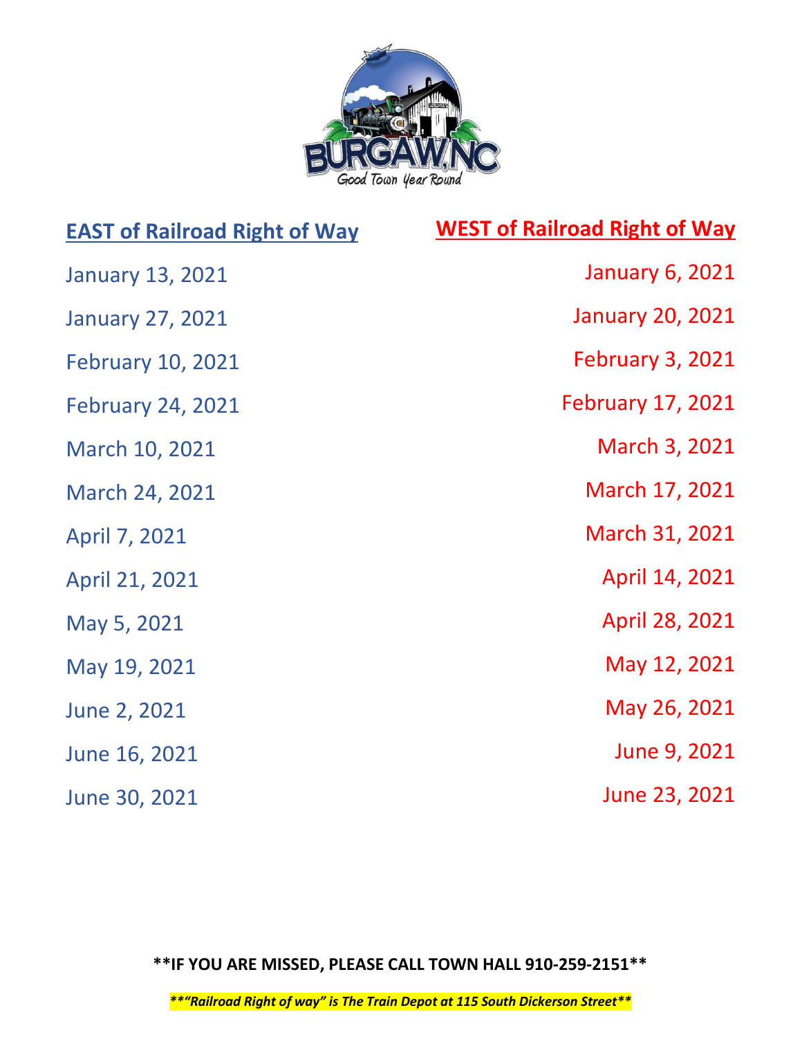BURGAW, NC

Good Town Year Round

| EAST of Railroad Right of Way | WEST of Railroad Right of Way |
|---|---|
| January 13, 2021 | January 6, 2021 |
| January 27, 2021 | January 20, 2021 |
| February 10, 2021 | February 3, 2021 |
| February 24, 2021 | February 17, 2021 |
| March 10, 2021 | March 3, 2021 |
| March 24, 2021 | March 17, 2021 |
| April 7, 2021 | March 31, 2021 |
| April 21, 2021 | April 14, 2021 |
| May 5, 2021 | April 28, 2021 |
| May 19, 2021 | May 12, 2021 |
| June 2, 2021 | May 26, 2021 |
| June 16, 2021 | June 9, 2021 |
| June 30, 2021 | June 23, 2021 |

**\*\*IF YOU ARE MISSED, PLEASE CALL TOWN HALL 910-259-2151\*\***

***\*\*"Railroad Right of way" is The Train Depot at 115 South Dickerson Street\*\****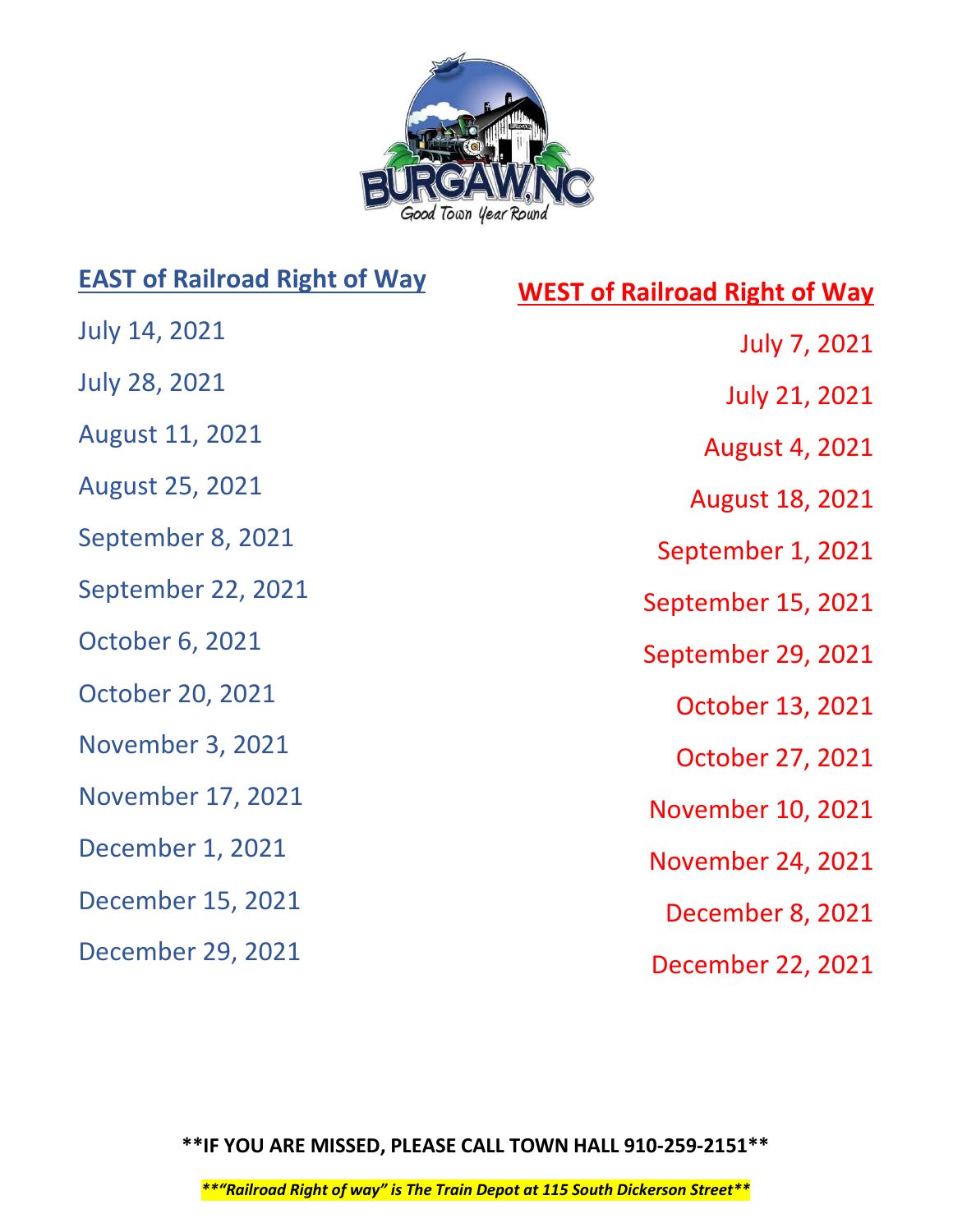BURGAW, NC
Good Town Year Round

| **EAST of Railroad Right of Way** | **WEST of Railroad Right of Way** |
| --- | --- |
| July 14, 2021 | July 7, 2021 |
| July 28, 2021 | July 21, 2021 |
| August 11, 2021 | August 4, 2021 |
| August 25, 2021 | August 18, 2021 |
| September 8, 2021 | September 1, 2021 |
| September 22, 2021 | September 15, 2021 |
| October 6, 2021 | September 29, 2021 |
| October 20, 2021 | October 13, 2021 |
| November 3, 2021 | October 27, 2021 |
| November 17, 2021 | November 10, 2021 |
| December 1, 2021 | November 24, 2021 |
| December 15, 2021 | December 8, 2021 |
| December 29, 2021 | December 22, 2021 |

**\*\*IF YOU ARE MISSED, PLEASE CALL TOWN HALL 910-259-2151\*\***

***\*\*"Railroad Right of way" is The Train Depot at 115 South Dickerson Street\*\****